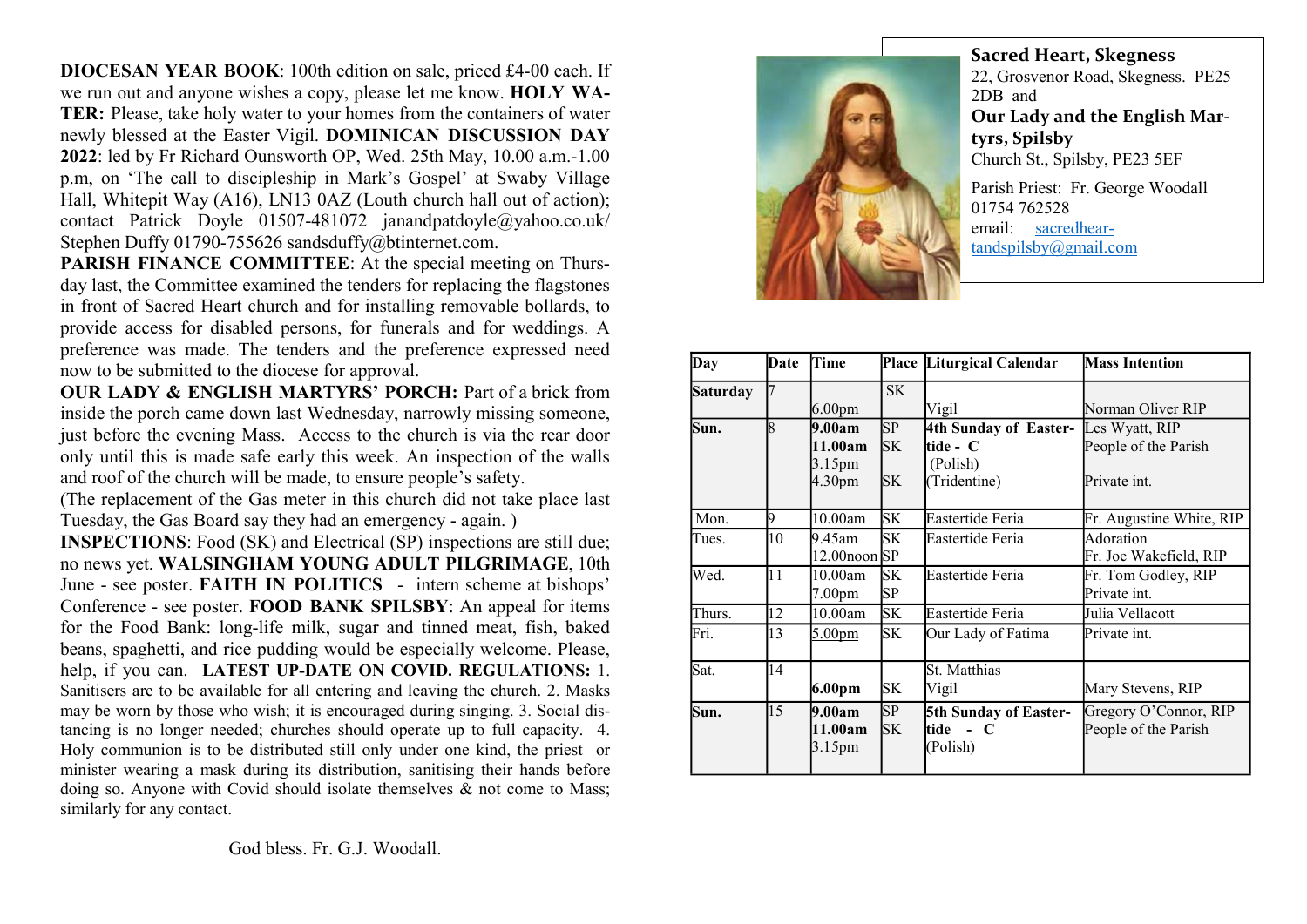**Sacred Heart, Skegness**
22, Grosvenor Road, Skegness. PE25 2DB and
**Our Lady and the English Martyrs, Spilsby**
Church St., Spilsby, PE23 5EF

Parish Priest: Fr. George Woodall
01754 762528
email: sacredheartandspilsby@gmail.com

**DIOCESAN YEAR BOOK**: 100th edition on sale, priced £4-00 each. If we run out and anyone wishes a copy, please let me know. **HOLY WATER:** Please, take holy water to your homes from the containers of water newly blessed at the Easter Vigil. **DOMINICAN DISCUSSION DAY 2022**: led by Fr Richard Ounsworth OP, Wed. 25th May, 10.00 a.m.-1.00 p.m, on 'The call to discipleship in Mark's Gospel' at Swaby Village Hall, Whitepit Way (A16), LN13 0AZ (Louth church hall out of action); contact Patrick Doyle 01507-481072 janandpatdoyle@yahoo.co.uk/ Stephen Duffy 01790-755626 sandsduffy@btinternet.com.

**PARISH FINANCE COMMITTEE**: At the special meeting on Thursday last, the Committee examined the tenders for replacing the flagstones in front of Sacred Heart church and for installing removable bollards, to provide access for disabled persons, for funerals and for weddings. A preference was made. The tenders and the preference expressed need now to be submitted to the diocese for approval.

**OUR LADY & ENGLISH MARTYRS' PORCH:** Part of a brick from inside the porch came down last Wednesday, narrowly missing someone, just before the evening Mass. Access to the church is via the rear door only until this is made safe early this week. An inspection of the walls and roof of the church will be made, to ensure people's safety.

(The replacement of the Gas meter in this church did not take place last Tuesday, the Gas Board say they had an emergency - again. )

**INSPECTIONS**: Food (SK) and Electrical (SP) inspections are still due; no news yet. **WALSINGHAM YOUNG ADULT PILGRIMAGE**, 10th June - see poster. **FAITH IN POLITICS** - intern scheme at bishops' Conference - see poster. **FOOD BANK SPILSBY**: An appeal for items for the Food Bank: long-life milk, sugar and tinned meat, fish, baked beans, spaghetti, and rice pudding would be especially welcome. Please, help, if you can. **LATEST UP-DATE ON COVID. REGULATIONS:** 1. Sanitisers are to be available for all entering and leaving the church. 2. Masks may be worn by those who wish; it is encouraged during singing. 3. Social distancing is no longer needed; churches should operate up to full capacity. 4. Holy communion is to be distributed still only under one kind, the priest or minister wearing a mask during its distribution, sanitising their hands before doing so. Anyone with Covid should isolate themselves & not come to Mass; similarly for any contact.

God bless. Fr. G.J. Woodall.

| Day | Date | Time | Place | Liturgical Calendar | Mass Intention |
|---|---|---|---|---|---|
| **Saturday** | 7 | 6.00pm | SK | Vigil | Norman Oliver RIP |
| **Sun.** | 8 | **9.00am**<br>**11.00am**<br>3.15pm<br>4.30pm | SP<br>SK<br><br>SK | **4th Sunday of Eastertide - C**<br>(Polish)<br>(Tridentine) | Les Wyatt, RIP<br>People of the Parish<br><br>Private int. |
| Mon. | 9 | 10.00am | SK | Eastertide Feria | Fr. Augustine White, RIP |
| Tues. | 10 | 9.45am<br>12.00noon | SK<br>SP | Eastertide Feria | Adoration<br>Fr. Joe Wakefield, RIP |
| Wed. | 11 | 10.00am<br>7.00pm | SK<br>SP | Eastertide Feria | Fr. Tom Godley, RIP<br>Private int. |
| Thurs. | 12 | 10.00am | SK | Eastertide Feria | Julia Vellacott |
| Fri. | 13 | 5.00pm | SK | Our Lady of Fatima | Private int. |
| Sat. | 14 | **6.00pm** | SK | St. Matthias<br>Vigil | Mary Stevens, RIP |
| **Sun.** | 15 | **9.00am**<br>**11.00am**<br>3.15pm | SP<br>SK | **5th Sunday of Eastertide - C**<br>(Polish) | Gregory O'Connor, RIP<br>People of the Parish |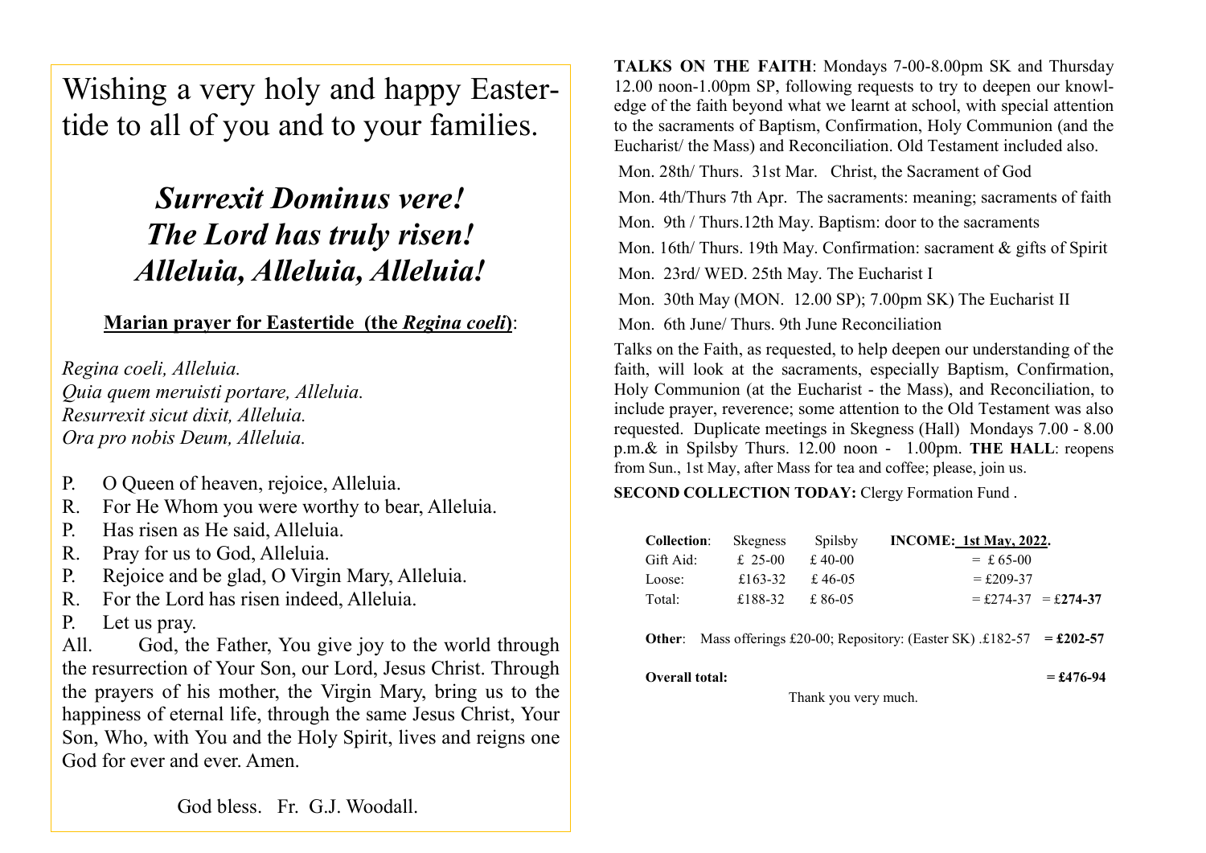# Wishing a very holy and happy Eastertide to all of you and to your families.

## *Surrexit Dominus vere!*
## *The Lord has truly risen!*
## *Alleluia, Alleluia, Alleluia!*

**Marian prayer for Eastertide (the *Regina coeli*)**:

*Regina coeli, Alleluia.*
*Quia quem meruisti portare, Alleluia.*
*Resurrexit sicut dixit, Alleluia.*
*Ora pro nobis Deum, Alleluia.*

P. O Queen of heaven, rejoice, Alleluia.
R. For He Whom you were worthy to bear, Alleluia.
P. Has risen as He said, Alleluia.
R. Pray for us to God, Alleluia.
P. Rejoice and be glad, O Virgin Mary, Alleluia.
R. For the Lord has risen indeed, Alleluia.
P. Let us pray.
All. God, the Father, You give joy to the world through the resurrection of Your Son, our Lord, Jesus Christ. Through the prayers of his mother, the Virgin Mary, bring us to the happiness of eternal life, through the same Jesus Christ, Your Son, Who, with You and the Holy Spirit, lives and reigns one God for ever and ever. Amen.

God bless. Fr. G.J. Woodall.

**TALKS ON THE FAITH**: Mondays 7-00-8.00pm SK and Thursday 12.00 noon-1.00pm SP, following requests to try to deepen our knowledge of the faith beyond what we learnt at school, with special attention to the sacraments of Baptism, Confirmation, Holy Communion (and the Eucharist/ the Mass) and Reconciliation. Old Testament included also.

Mon. 28th/ Thurs. 31st Mar. Christ, the Sacrament of God
Mon. 4th/Thurs 7th Apr. The sacraments: meaning; sacraments of faith
Mon. 9th / Thurs.12th May. Baptism: door to the sacraments
Mon. 16th/ Thurs. 19th May. Confirmation: sacrament & gifts of Spirit
Mon. 23rd/ WED. 25th May. The Eucharist I
Mon. 30th May (MON. 12.00 SP); 7.00pm SK) The Eucharist II
Mon. 6th June/ Thurs. 9th June Reconciliation

Talks on the Faith, as requested, to help deepen our understanding of the faith, will look at the sacraments, especially Baptism, Confirmation, Holy Communion (at the Eucharist - the Mass), and Reconciliation, to include prayer, reverence; some attention to the Old Testament was also requested. Duplicate meetings in Skegness (Hall) Mondays 7.00 - 8.00 p.m.& in Spilsby Thurs. 12.00 noon - 1.00pm. **THE HALL**: reopens from Sun., 1st May, after Mass for tea and coffee; please, join us.

**SECOND COLLECTION TODAY:** Clergy Formation Fund .

| **Collection**: | Skegness | Spilsby | **INCOME: 1st May, 2022.** | |
|---|---|---|---|---|
| Gift Aid: | £ 25-00 | £ 40-00 | = £ 65-00 | |
| Loose: | £163-32 | £ 46-05 | = £209-37 | |
| Total: | £188-32 | £ 86-05 | = £274-37 | = £**274-37** |

**Other**: Mass offerings £20-00; Repository: (Easter SK) .£182-57 **= £202-57**

**Overall total:** **= £476-94**

Thank you very much.